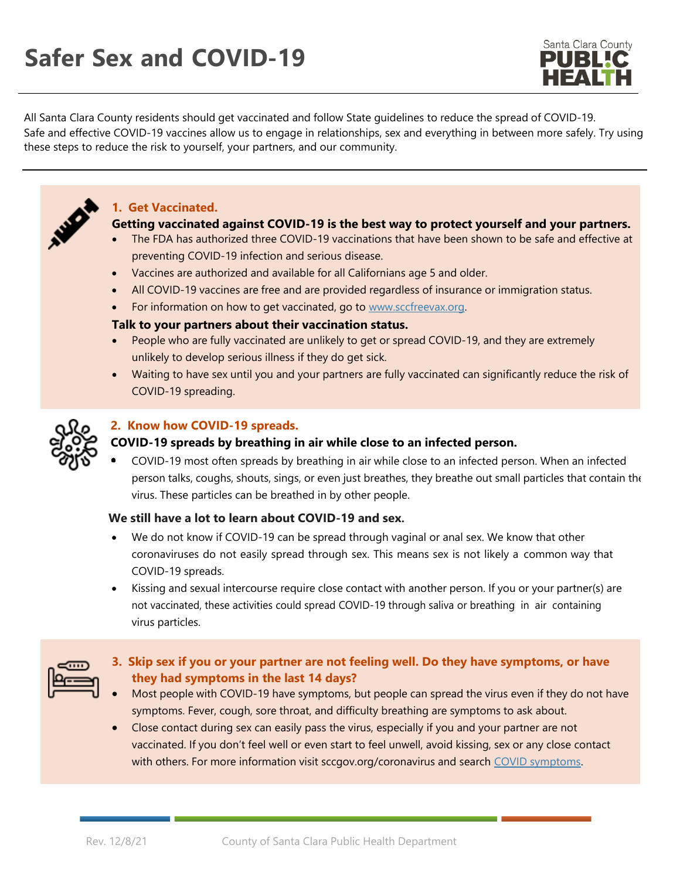# Safer Sex and COVID-19

Santa Clara County PUBLIC HEALTH

All Santa Clara County residents should get vaccinated and follow State guidelines to reduce the spread of COVID-19. Safe and effective COVID-19 vaccines allow us to engage in relationships, sex and everything in between more safely. Try using these steps to reduce the risk to yourself, your partners, and our community.

## 1. Get Vaccinated.

**Getting vaccinated against COVID-19 is the best way to protect yourself and your partners.**

- The FDA has authorized three COVID-19 vaccinations that have been shown to be safe and effective at preventing COVID-19 infection and serious disease.
- Vaccines are authorized and available for all Californians age 5 and older.
- All COVID-19 vaccines are free and are provided regardless of insurance or immigration status.
- For information on how to get vaccinated, go to [www.sccfreevax.org](http://www.sccfreevax.org).

**Talk to your partners about their vaccination status.**

- People who are fully vaccinated are unlikely to get or spread COVID-19, and they are extremely unlikely to develop serious illness if they do get sick.
- Waiting to have sex until you and your partners are fully vaccinated can significantly reduce the risk of COVID-19 spreading.

## 2. Know how COVID-19 spreads.

**COVID-19 spreads by breathing in air while close to an infected person.**

- COVID-19 most often spreads by breathing in air while close to an infected person. When an infected person talks, coughs, shouts, sings, or even just breathes, they breathe out small particles that contain the virus. These particles can be breathed in by other people.

**We still have a lot to learn about COVID-19 and sex.**

- We do not know if COVID-19 can be spread through vaginal or anal sex. We know that other coronaviruses do not easily spread through sex. This means sex is not likely a common way that COVID-19 spreads.
- Kissing and sexual intercourse require close contact with another person. If you or your partner(s) are not vaccinated, these activities could spread COVID-19 through saliva or breathing in air containing virus particles.

## 3. Skip sex if you or your partner are not feeling well. Do they have symptoms, or have they had symptoms in the last 14 days?

- Most people with COVID-19 have symptoms, but people can spread the virus even if they do not have symptoms. Fever, cough, sore throat, and difficulty breathing are symptoms to ask about.
- Close contact during sex can easily pass the virus, especially if you and your partner are not vaccinated. If you don't feel well or even start to feel unwell, avoid kissing, sex or any close contact with others. For more information visit sccgov.org/coronavirus and search COVID symptoms.

Rev. 12/8/21 County of Santa Clara Public Health Department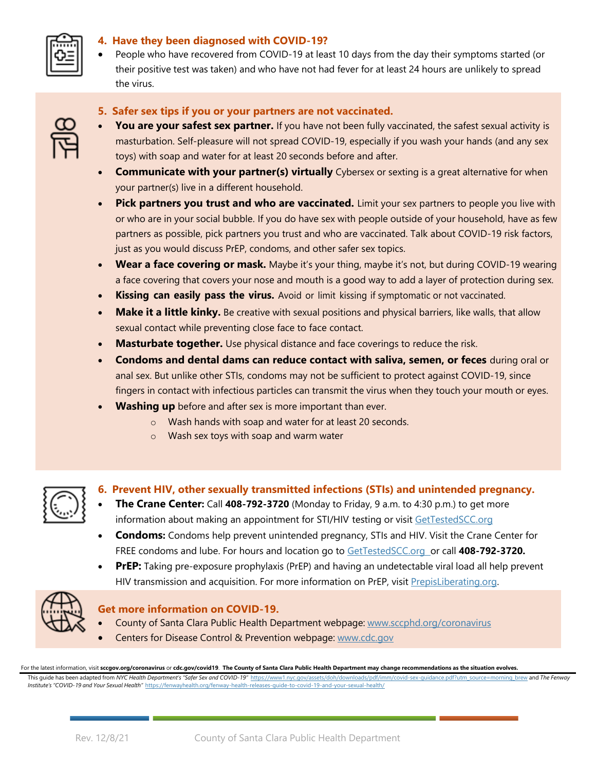### 4. Have they been diagnosed with COVID-19?

- People who have recovered from COVID-19 at least 10 days from the day their symptoms started (or their positive test was taken) and who have not had fever for at least 24 hours are unlikely to spread the virus.

### 5. Safer sex tips if you or your partners are not vaccinated.

- **You are your safest sex partner.** If you have not been fully vaccinated, the safest sexual activity is masturbation. Self-pleasure will not spread COVID-19, especially if you wash your hands (and any sex toys) with soap and water for at least 20 seconds before and after.
- **Communicate with your partner(s) virtually** Cybersex or sexting is a great alternative for when your partner(s) live in a different household.
- **Pick partners you trust and who are vaccinated.** Limit your sex partners to people you live with or who are in your social bubble. If you do have sex with people outside of your household, have as few partners as possible, pick partners you trust and who are vaccinated. Talk about COVID-19 risk factors, just as you would discuss PrEP, condoms, and other safer sex topics.
- **Wear a face covering or mask.** Maybe it's your thing, maybe it's not, but during COVID-19 wearing a face covering that covers your nose and mouth is a good way to add a layer of protection during sex.
- **Kissing can easily pass the virus.** Avoid or limit kissing if symptomatic or not vaccinated.
- **Make it a little kinky.** Be creative with sexual positions and physical barriers, like walls, that allow sexual contact while preventing close face to face contact.
- **Masturbate together.** Use physical distance and face coverings to reduce the risk.
- **Condoms and dental dams can reduce contact with saliva, semen, or feces** during oral or anal sex. But unlike other STIs, condoms may not be sufficient to protect against COVID-19, since fingers in contact with infectious particles can transmit the virus when they touch your mouth or eyes.
- **Washing up** before and after sex is more important than ever.
  - Wash hands with soap and water for at least 20 seconds.
  - Wash sex toys with soap and warm water

### 6. Prevent HIV, other sexually transmitted infections (STIs) and unintended pregnancy.

- **The Crane Center:** Call **408-792-3720** (Monday to Friday, 9 a.m. to 4:30 p.m.) to get more information about making an appointment for STI/HIV testing or visit [GetTestedSCC.org](GetTestedSCC.org)
- **Condoms:** Condoms help prevent unintended pregnancy, STIs and HIV. Visit the Crane Center for FREE condoms and lube. For hours and location go to [GetTestedSCC.org](GetTestedSCC.org) or call **408-792-3720.**
- **PrEP:** Taking pre-exposure prophylaxis (PrEP) and having an undetectable viral load all help prevent HIV transmission and acquisition. For more information on PrEP, visit [PrepisLiberating.org](PrepisLiberating.org).

### Get more information on COVID-19.

- County of Santa Clara Public Health Department webpage: [www.sccphd.org/coronavirus](www.sccphd.org/coronavirus)
- Centers for Disease Control & Prevention webpage: [www.cdc.gov](www.cdc.gov)

For the latest information, visit **sccgov.org/coronavirus** or **cdc.gov/covid19**. **The County of Santa Clara Public Health Department may change recommendations as the situation evolves.**

This guide has been adapted from *NYC Health Department's "Safer Sex and COVID-19"* https://www1.nyc.gov/assets/doh/downloads/pdf/imm/covid-sex-guidance.pdf?utm_source=morning_brew and *The Fenway Institute's "COVID-19 and Your Sexual Health"* https://fenwayhealth.org/fenway-health-releases-guide-to-covid-19-and-your-sexual-health/

Rev. 12/8/21 County of Santa Clara Public Health Department